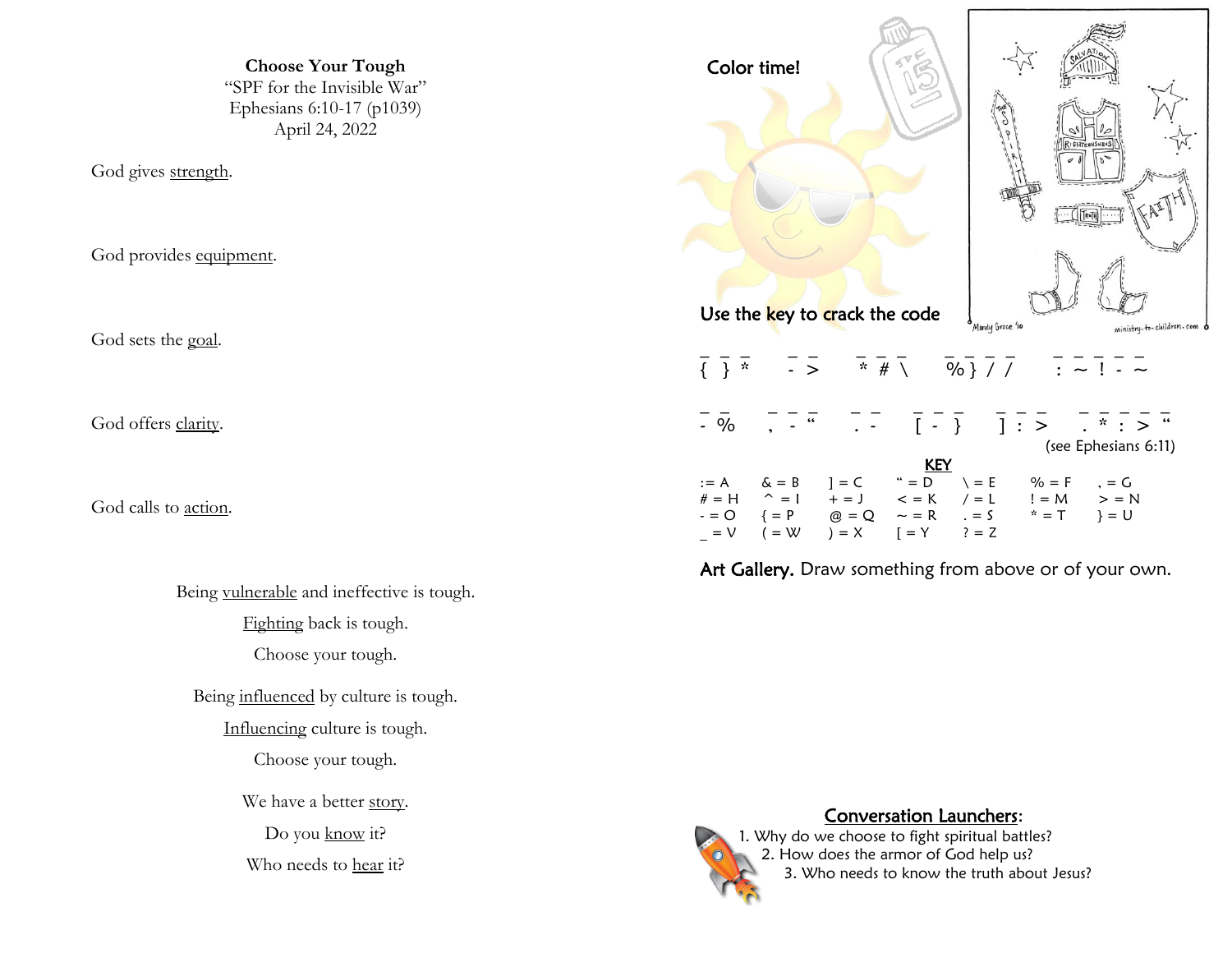**Choose Your Tough**

"SPF for the Invisible War"

Ephesians 6:10-17 (p1039)

April 24, 2022

God gives strength.

God provides equipment.

God sets the goal.

God offers clarity.

God calls to action.

Being vulnerable and ineffective is tough.

Fighting back is tough.

Choose your tough.

Being influenced by culture is tough.

Influencing culture is tough.

Choose your tough.

We have a better story.

Do you know it?

Who needs to hear it?

**Color time!**

**Use the key to crack the code**

{ } * - > * # \ % } / / : ~ ! - ~

- % , - " . - [ - } ] : > . * : > "

(see Ephesians 6:11)

**KEY**

| | | | | | | |
|---|---|---|---|---|---|---|
| : = A | & = B | ] = C | " = D | \ = E | % = F | , = G |
| # = H | ^ = I | + = J | < = K | / = L | ! = M | > = N |
| - = O | { = P | @ = Q | ~ = R | . = S | * = T | } = U |
| _ = V | ( = W | ) = X | [ = Y | ? = Z | | |

**Art Gallery.** Draw something from above or of your own.

**Conversation Launchers:**

1. Why do we choose to fight spiritual battles?
2. How does the armor of God help us?
3. Who needs to know the truth about Jesus?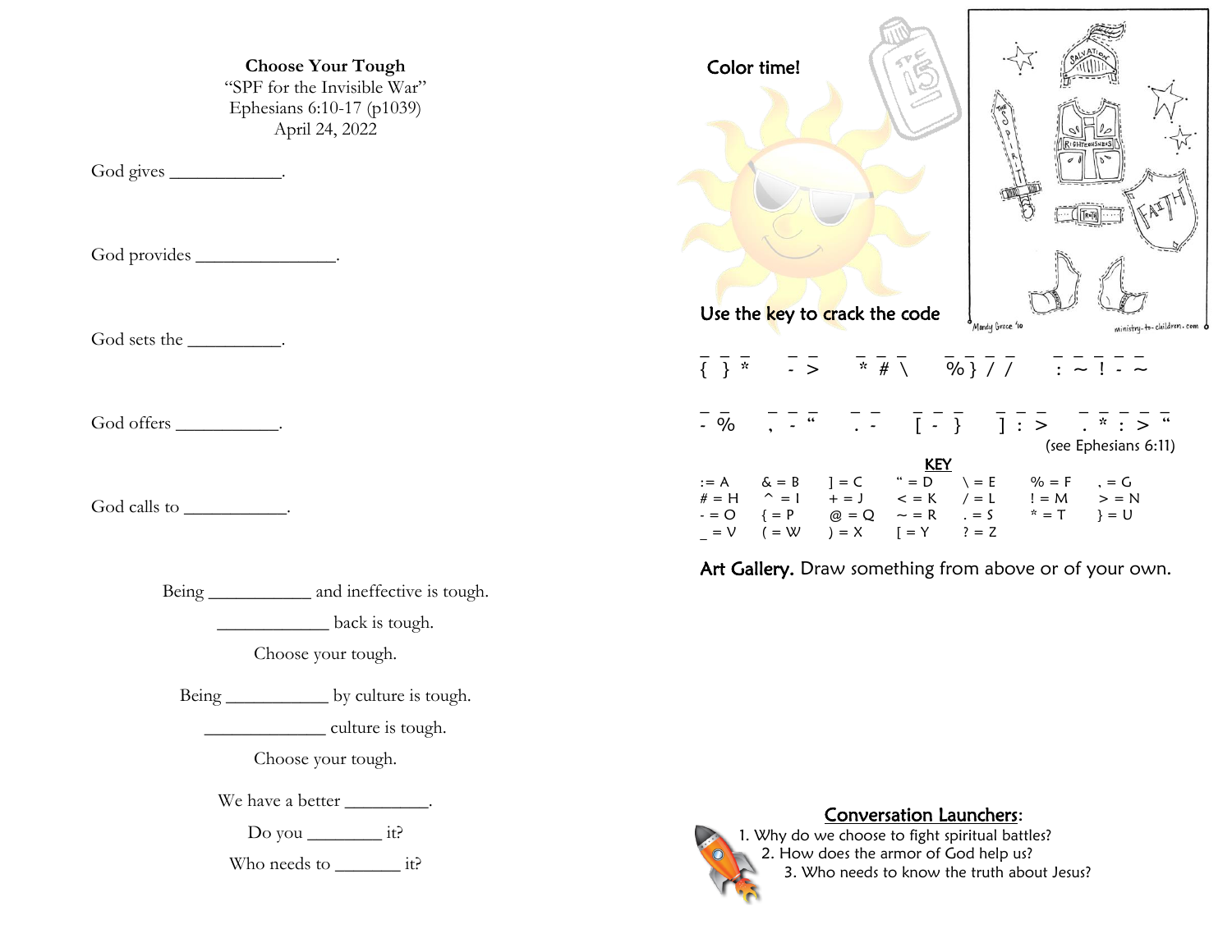**Choose Your Tough**
"SPF for the Invisible War"
Ephesians 6:10-17 (p1039)
April 24, 2022

God gives ____________.

God provides _______________.

God sets the __________.

God offers ___________.

God calls to ___________.

Being ___________ and ineffective is tough.
____________ back is tough.
Choose your tough.

Being ___________ by culture is tough.
_____________ culture is tough.
Choose your tough.

We have a better _________.
Do you ________ it?
Who needs to _______ it?

Color time!

Use the key to crack the code

_ _ _   _ _   _ _ _   _ _ _ _   _ _ _ _ _
{ } *   - >   * # \   % } / /   : ~ ! - ~

_ _   _ _ _   _ _   _ _ _   _ _ _   _ _ _ _ _
- %   , - "   . -   [ - }   ] : >   . * : > "

(see Ephesians 6:11)

**KEY**

| | | | | | | |
|---|---|---|---|---|---|---|
| : = A | & = B | ] = C | " = D | \ = E | % = F | , = G |
| # = H | ^ = I | + = J | < = K | / = L | ! = M | > = N |
| - = O | { = P | @ = Q | ~ = R | . = S | * = T | } = U |
| _ = V | ( = W | ) = X | [ = Y | ? = Z | | |

**Art Gallery.** Draw something from above or of your own.

**Conversation Launchers:**

1. Why do we choose to fight spiritual battles?
2. How does the armor of God help us?
3. Who needs to know the truth about Jesus?